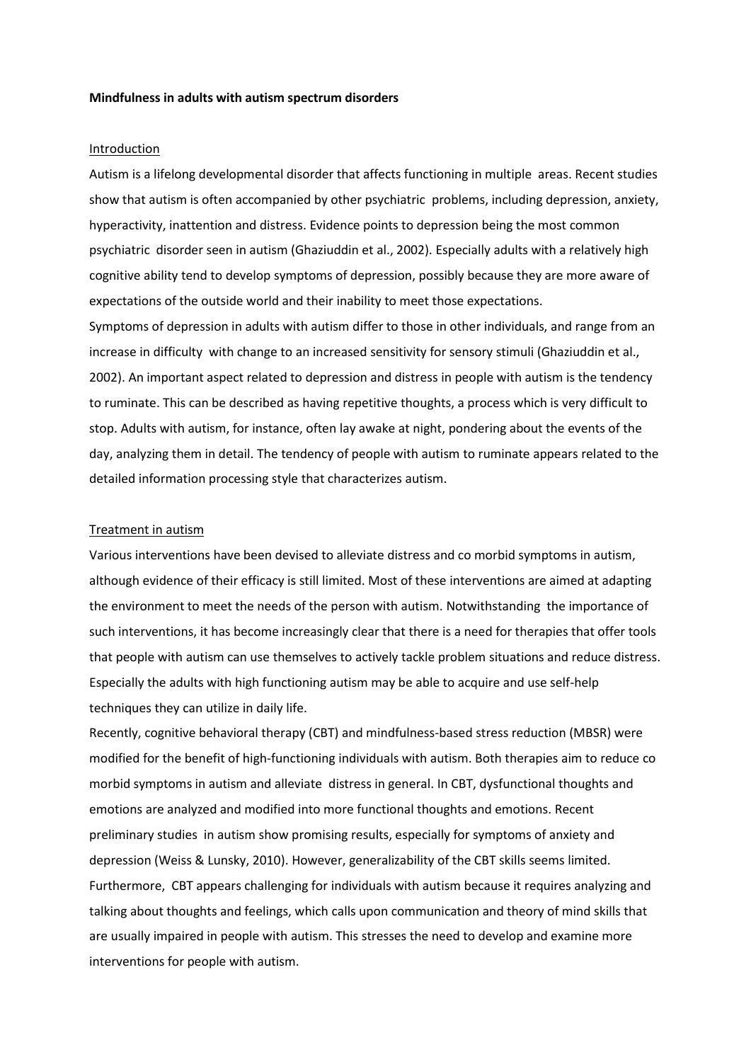**Mindfulness in adults with autism spectrum disorders**

## Introduction

Autism is a lifelong developmental disorder that affects functioning in multiple areas. Recent studies show that autism is often accompanied by other psychiatric problems, including depression, anxiety, hyperactivity, inattention and distress. Evidence points to depression being the most common psychiatric disorder seen in autism (Ghaziuddin et al., 2002). Especially adults with a relatively high cognitive ability tend to develop symptoms of depression, possibly because they are more aware of expectations of the outside world and their inability to meet those expectations.

Symptoms of depression in adults with autism differ to those in other individuals, and range from an increase in difficulty with change to an increased sensitivity for sensory stimuli (Ghaziuddin et al., 2002). An important aspect related to depression and distress in people with autism is the tendency to ruminate. This can be described as having repetitive thoughts, a process which is very difficult to stop. Adults with autism, for instance, often lay awake at night, pondering about the events of the day, analyzing them in detail. The tendency of people with autism to ruminate appears related to the detailed information processing style that characterizes autism.

## Treatment in autism

Various interventions have been devised to alleviate distress and co morbid symptoms in autism, although evidence of their efficacy is still limited. Most of these interventions are aimed at adapting the environment to meet the needs of the person with autism. Notwithstanding the importance of such interventions, it has become increasingly clear that there is a need for therapies that offer tools that people with autism can use themselves to actively tackle problem situations and reduce distress. Especially the adults with high functioning autism may be able to acquire and use self-help techniques they can utilize in daily life.

Recently, cognitive behavioral therapy (CBT) and mindfulness-based stress reduction (MBSR) were modified for the benefit of high-functioning individuals with autism. Both therapies aim to reduce co morbid symptoms in autism and alleviate distress in general. In CBT, dysfunctional thoughts and emotions are analyzed and modified into more functional thoughts and emotions. Recent preliminary studies in autism show promising results, especially for symptoms of anxiety and depression (Weiss & Lunsky, 2010). However, generalizability of the CBT skills seems limited. Furthermore, CBT appears challenging for individuals with autism because it requires analyzing and talking about thoughts and feelings, which calls upon communication and theory of mind skills that are usually impaired in people with autism. This stresses the need to develop and examine more interventions for people with autism.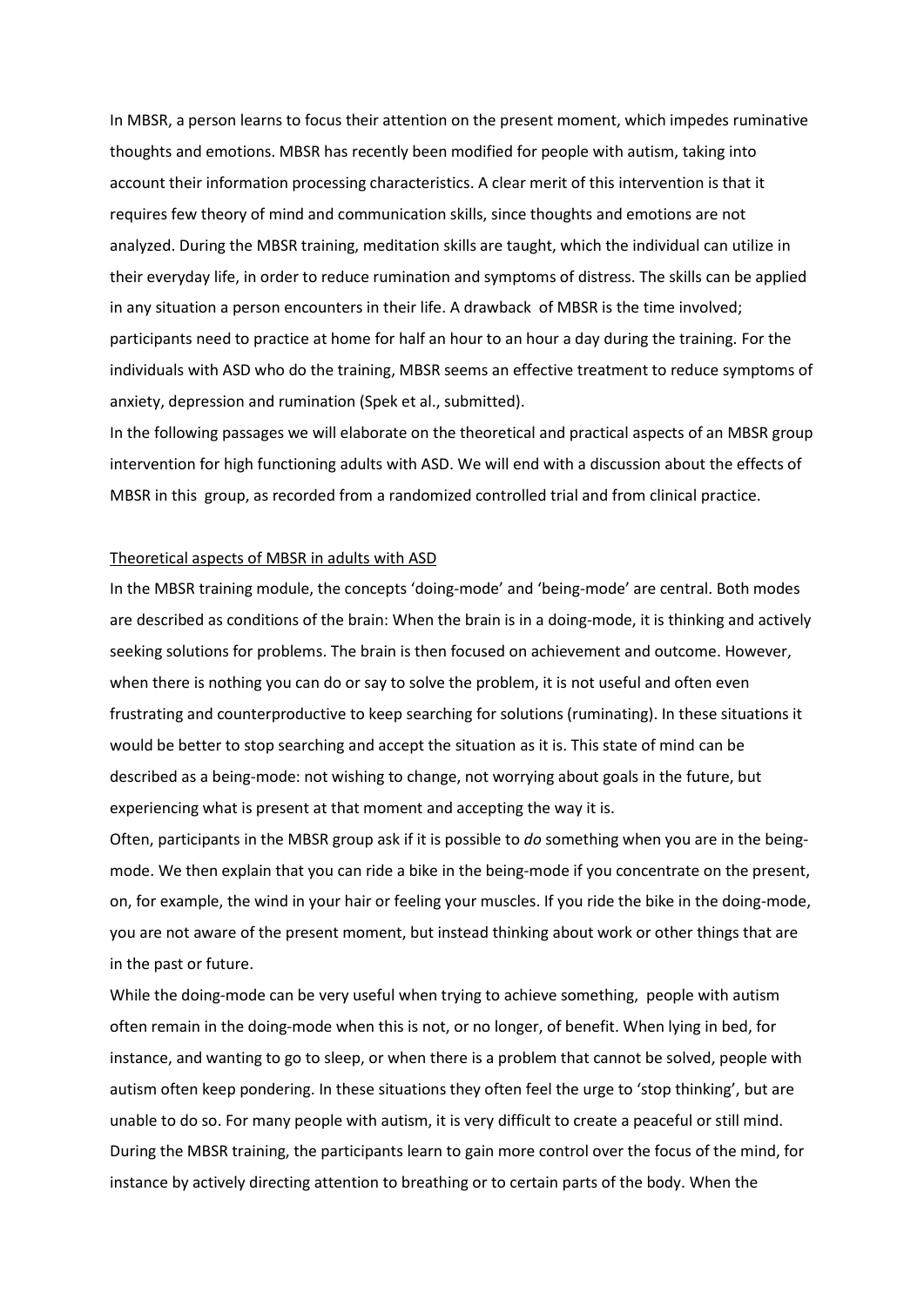In MBSR, a person learns to focus their attention on the present moment, which impedes ruminative thoughts and emotions. MBSR has recently been modified for people with autism, taking into account their information processing characteristics. A clear merit of this intervention is that it requires few theory of mind and communication skills, since thoughts and emotions are not analyzed. During the MBSR training, meditation skills are taught, which the individual can utilize in their everyday life, in order to reduce rumination and symptoms of distress. The skills can be applied in any situation a person encounters in their life. A drawback of MBSR is the time involved; participants need to practice at home for half an hour to an hour a day during the training. For the individuals with ASD who do the training, MBSR seems an effective treatment to reduce symptoms of anxiety, depression and rumination (Spek et al., submitted).

In the following passages we will elaborate on the theoretical and practical aspects of an MBSR group intervention for high functioning adults with ASD. We will end with a discussion about the effects of MBSR in this group, as recorded from a randomized controlled trial and from clinical practice.

## Theoretical aspects of MBSR in adults with ASD

In the MBSR training module, the concepts 'doing-mode' and 'being-mode' are central. Both modes are described as conditions of the brain: When the brain is in a doing-mode, it is thinking and actively seeking solutions for problems. The brain is then focused on achievement and outcome. However, when there is nothing you can do or say to solve the problem, it is not useful and often even frustrating and counterproductive to keep searching for solutions (ruminating). In these situations it would be better to stop searching and accept the situation as it is. This state of mind can be described as a being-mode: not wishing to change, not worrying about goals in the future, but experiencing what is present at that moment and accepting the way it is.

Often, participants in the MBSR group ask if it is possible to *do* something when you are in the being-mode. We then explain that you can ride a bike in the being-mode if you concentrate on the present, on, for example, the wind in your hair or feeling your muscles. If you ride the bike in the doing-mode, you are not aware of the present moment, but instead thinking about work or other things that are in the past or future.

While the doing-mode can be very useful when trying to achieve something, people with autism often remain in the doing-mode when this is not, or no longer, of benefit. When lying in bed, for instance, and wanting to go to sleep, or when there is a problem that cannot be solved, people with autism often keep pondering. In these situations they often feel the urge to 'stop thinking', but are unable to do so. For many people with autism, it is very difficult to create a peaceful or still mind. During the MBSR training, the participants learn to gain more control over the focus of the mind, for instance by actively directing attention to breathing or to certain parts of the body. When the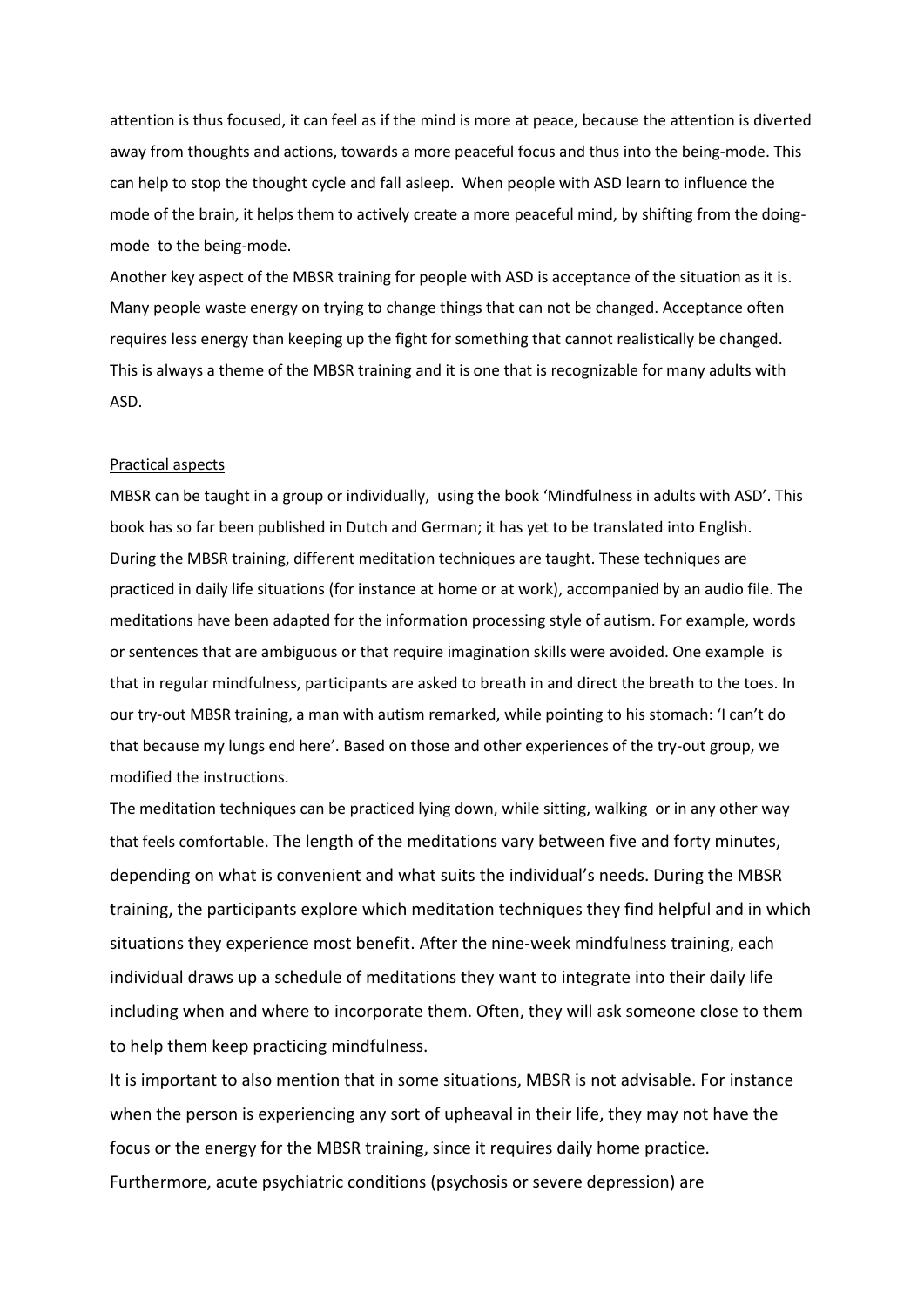attention is thus focused, it can feel as if the mind is more at peace, because the attention is diverted away from thoughts and actions, towards a more peaceful focus and thus into the being-mode. This can help to stop the thought cycle and fall asleep. When people with ASD learn to influence the mode of the brain, it helps them to actively create a more peaceful mind, by shifting from the doing-mode to the being-mode.

Another key aspect of the MBSR training for people with ASD is acceptance of the situation as it is. Many people waste energy on trying to change things that can not be changed. Acceptance often requires less energy than keeping up the fight for something that cannot realistically be changed. This is always a theme of the MBSR training and it is one that is recognizable for many adults with ASD.

Practical aspects

MBSR can be taught in a group or individually, using the book 'Mindfulness in adults with ASD'. This book has so far been published in Dutch and German; it has yet to be translated into English. During the MBSR training, different meditation techniques are taught. These techniques are practiced in daily life situations (for instance at home or at work), accompanied by an audio file. The meditations have been adapted for the information processing style of autism. For example, words or sentences that are ambiguous or that require imagination skills were avoided. One example is that in regular mindfulness, participants are asked to breath in and direct the breath to the toes. In our try-out MBSR training, a man with autism remarked, while pointing to his stomach: 'I can't do that because my lungs end here'. Based on those and other experiences of the try-out group, we modified the instructions.

The meditation techniques can be practiced lying down, while sitting, walking or in any other way that feels comfortable. The length of the meditations vary between five and forty minutes, depending on what is convenient and what suits the individual's needs. During the MBSR training, the participants explore which meditation techniques they find helpful and in which situations they experience most benefit. After the nine-week mindfulness training, each individual draws up a schedule of meditations they want to integrate into their daily life including when and where to incorporate them. Often, they will ask someone close to them to help them keep practicing mindfulness.

It is important to also mention that in some situations, MBSR is not advisable. For instance when the person is experiencing any sort of upheaval in their life, they may not have the focus or the energy for the MBSR training, since it requires daily home practice. Furthermore, acute psychiatric conditions (psychosis or severe depression) are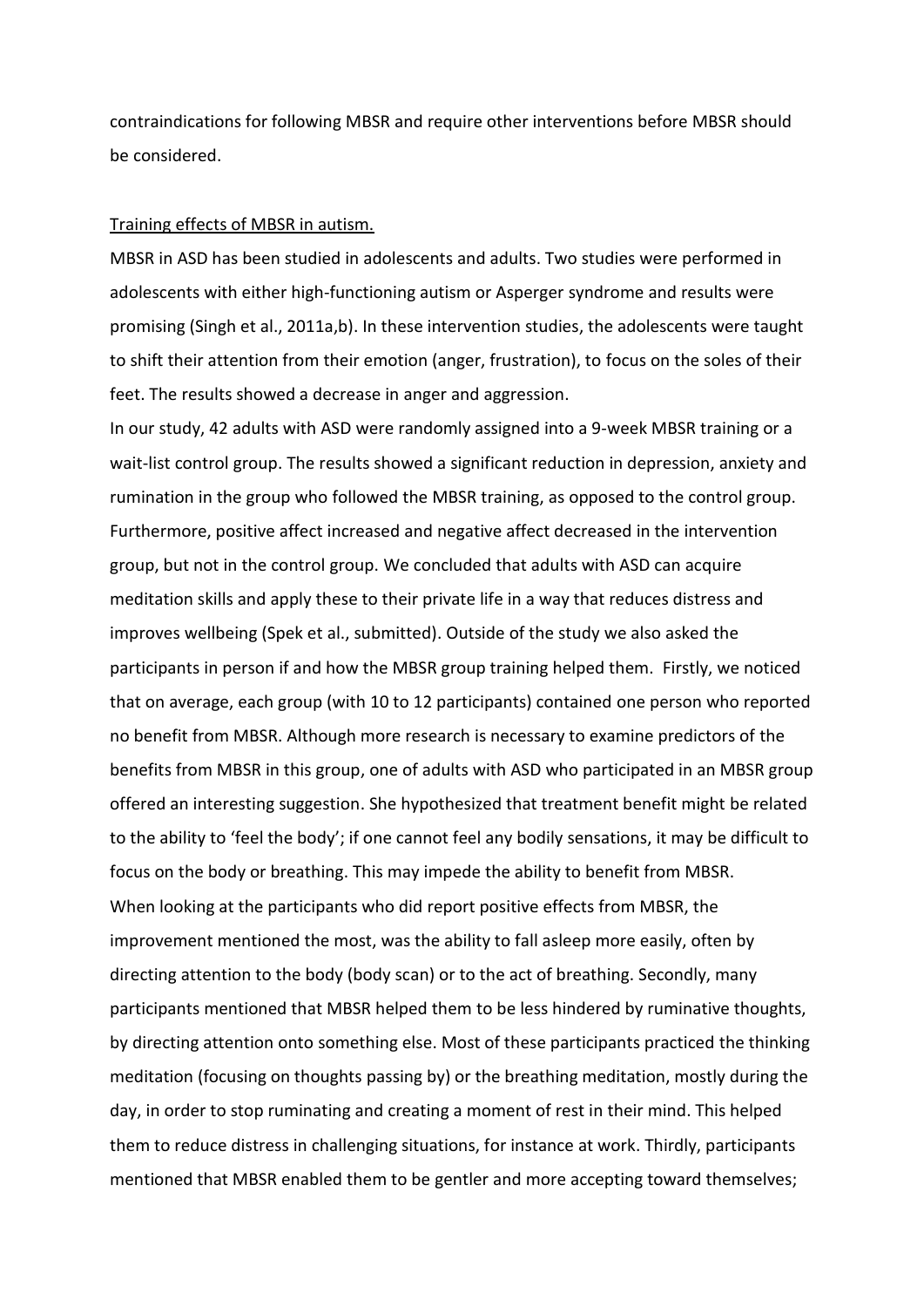contraindications for following MBSR and require other interventions before MBSR should be considered.

<u>Training effects of MBSR in autism.</u>

MBSR in ASD has been studied in adolescents and adults. Two studies were performed in adolescents with either high-functioning autism or Asperger syndrome and results were promising (Singh et al., 2011a,b). In these intervention studies, the adolescents were taught to shift their attention from their emotion (anger, frustration), to focus on the soles of their feet. The results showed a decrease in anger and aggression.

In our study, 42 adults with ASD were randomly assigned into a 9-week MBSR training or a wait-list control group. The results showed a significant reduction in depression, anxiety and rumination in the group who followed the MBSR training, as opposed to the control group. Furthermore, positive affect increased and negative affect decreased in the intervention group, but not in the control group. We concluded that adults with ASD can acquire meditation skills and apply these to their private life in a way that reduces distress and improves wellbeing (Spek et al., submitted). Outside of the study we also asked the participants in person if and how the MBSR group training helped them. Firstly, we noticed that on average, each group (with 10 to 12 participants) contained one person who reported no benefit from MBSR. Although more research is necessary to examine predictors of the benefits from MBSR in this group, one of adults with ASD who participated in an MBSR group offered an interesting suggestion. She hypothesized that treatment benefit might be related to the ability to 'feel the body'; if one cannot feel any bodily sensations, it may be difficult to focus on the body or breathing. This may impede the ability to benefit from MBSR.

When looking at the participants who did report positive effects from MBSR, the improvement mentioned the most, was the ability to fall asleep more easily, often by directing attention to the body (body scan) or to the act of breathing. Secondly, many participants mentioned that MBSR helped them to be less hindered by ruminative thoughts, by directing attention onto something else. Most of these participants practiced the thinking meditation (focusing on thoughts passing by) or the breathing meditation, mostly during the day, in order to stop ruminating and creating a moment of rest in their mind. This helped them to reduce distress in challenging situations, for instance at work. Thirdly, participants mentioned that MBSR enabled them to be gentler and more accepting toward themselves;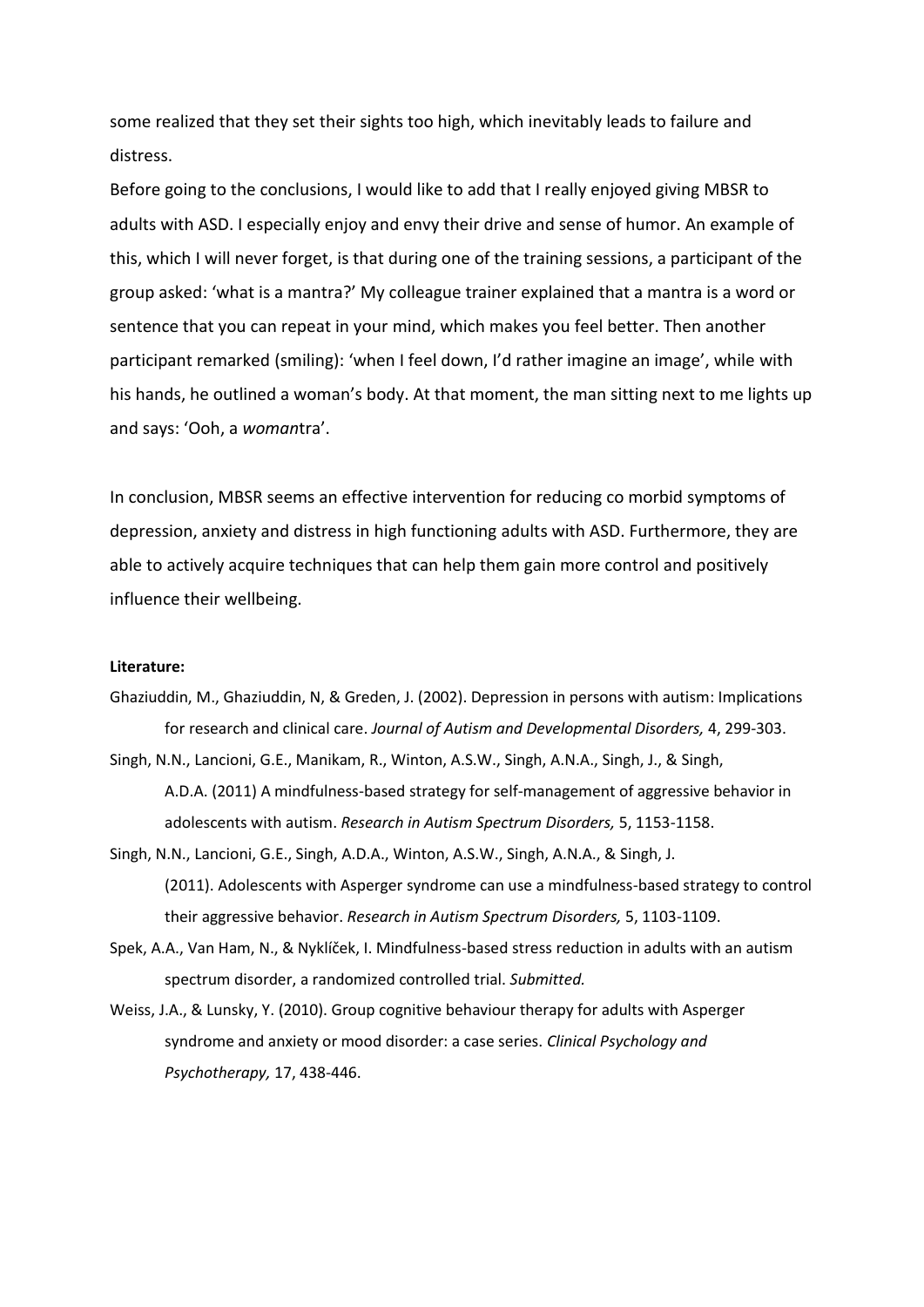some realized that they set their sights too high, which inevitably leads to failure and distress.

Before going to the conclusions, I would like to add that I really enjoyed giving MBSR to adults with ASD. I especially enjoy and envy their drive and sense of humor. An example of this, which I will never forget, is that during one of the training sessions, a participant of the group asked: 'what is a mantra?' My colleague trainer explained that a mantra is a word or sentence that you can repeat in your mind, which makes you feel better. Then another participant remarked (smiling): 'when I feel down, I'd rather imagine an image', while with his hands, he outlined a woman's body. At that moment, the man sitting next to me lights up and says: 'Ooh, a *woman*tra'.

In conclusion, MBSR seems an effective intervention for reducing co morbid symptoms of depression, anxiety and distress in high functioning adults with ASD. Furthermore, they are able to actively acquire techniques that can help them gain more control and positively influence their wellbeing.

**Literature:**

Ghaziuddin, M., Ghaziuddin, N, & Greden, J. (2002). Depression in persons with autism: Implications for research and clinical care. *Journal of Autism and Developmental Disorders,* 4, 299-303.

Singh, N.N., Lancioni, G.E., Manikam, R., Winton, A.S.W., Singh, A.N.A., Singh, J., & Singh, A.D.A. (2011) A mindfulness-based strategy for self-management of aggressive behavior in adolescents with autism. *Research in Autism Spectrum Disorders,* 5, 1153-1158.

Singh, N.N., Lancioni, G.E., Singh, A.D.A., Winton, A.S.W., Singh, A.N.A., & Singh, J. (2011). Adolescents with Asperger syndrome can use a mindfulness-based strategy to control their aggressive behavior. *Research in Autism Spectrum Disorders,* 5, 1103-1109.

Spek, A.A., Van Ham, N., & Nyklíček, I. Mindfulness-based stress reduction in adults with an autism spectrum disorder, a randomized controlled trial. *Submitted.*

Weiss, J.A., & Lunsky, Y. (2010). Group cognitive behaviour therapy for adults with Asperger syndrome and anxiety or mood disorder: a case series. *Clinical Psychology and Psychotherapy,* 17, 438-446.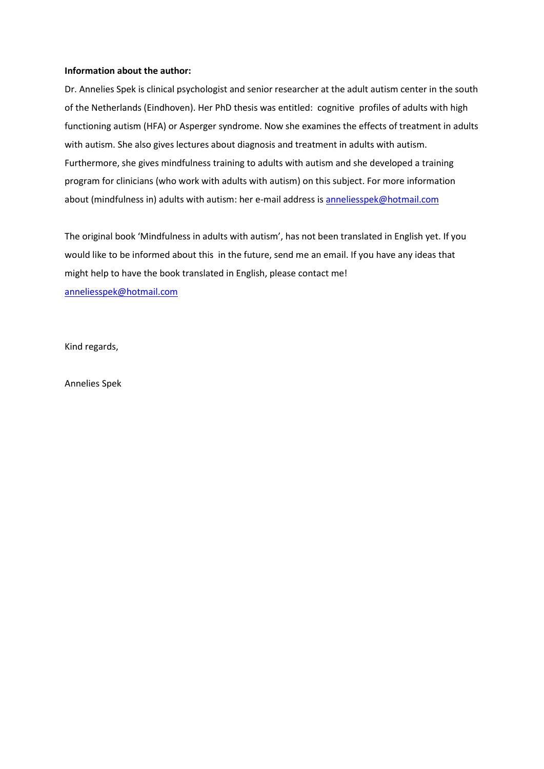**Information about the author:**

Dr. Annelies Spek is clinical psychologist and senior researcher at the adult autism center in the south of the Netherlands (Eindhoven). Her PhD thesis was entitled: cognitive profiles of adults with high functioning autism (HFA) or Asperger syndrome. Now she examines the effects of treatment in adults with autism. She also gives lectures about diagnosis and treatment in adults with autism. Furthermore, she gives mindfulness training to adults with autism and she developed a training program for clinicians (who work with adults with autism) on this subject. For more information about (mindfulness in) adults with autism: her e-mail address is anneliesspek@hotmail.com

The original book 'Mindfulness in adults with autism', has not been translated in English yet. If you would like to be informed about this in the future, send me an email. If you have any ideas that might help to have the book translated in English, please contact me!
anneliesspek@hotmail.com

Kind regards,

Annelies Spek